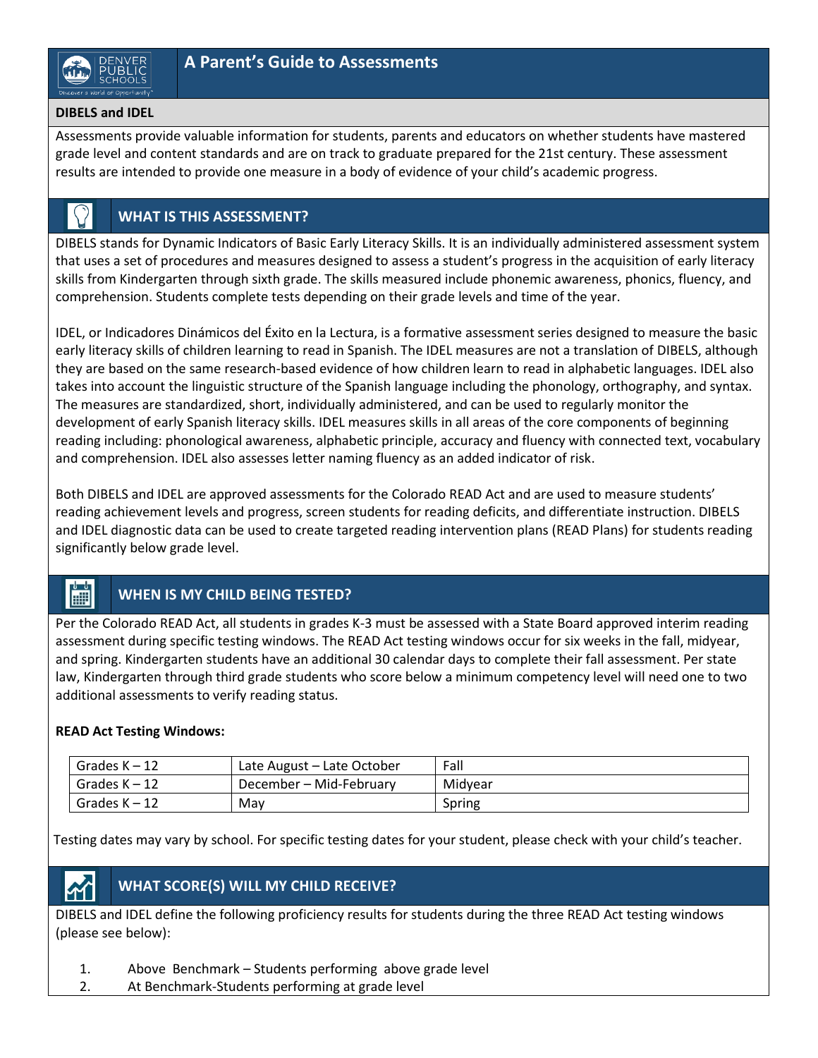# A Parent's Guide to Assessments

**DIBELS and IDEL**

Assessments provide valuable information for students, parents and educators on whether students have mastered grade level and content standards and are on track to graduate prepared for the 21st century. These assessment results are intended to provide one measure in a body of evidence of your child's academic progress.

## WHAT IS THIS ASSESSMENT?

DIBELS stands for Dynamic Indicators of Basic Early Literacy Skills. It is an individually administered assessment system that uses a set of procedures and measures designed to assess a student's progress in the acquisition of early literacy skills from Kindergarten through sixth grade. The skills measured include phonemic awareness, phonics, fluency, and comprehension. Students complete tests depending on their grade levels and time of the year.

IDEL, or Indicadores Dinámicos del Éxito en la Lectura, is a formative assessment series designed to measure the basic early literacy skills of children learning to read in Spanish. The IDEL measures are not a translation of DIBELS, although they are based on the same research-based evidence of how children learn to read in alphabetic languages. IDEL also takes into account the linguistic structure of the Spanish language including the phonology, orthography, and syntax. The measures are standardized, short, individually administered, and can be used to regularly monitor the development of early Spanish literacy skills. IDEL measures skills in all areas of the core components of beginning reading including: phonological awareness, alphabetic principle, accuracy and fluency with connected text, vocabulary and comprehension. IDEL also assesses letter naming fluency as an added indicator of risk.

Both DIBELS and IDEL are approved assessments for the Colorado READ Act and are used to measure students' reading achievement levels and progress, screen students for reading deficits, and differentiate instruction. DIBELS and IDEL diagnostic data can be used to create targeted reading intervention plans (READ Plans) for students reading significantly below grade level.

## WHEN IS MY CHILD BEING TESTED?

Per the Colorado READ Act, all students in grades K-3 must be assessed with a State Board approved interim reading assessment during specific testing windows. The READ Act testing windows occur for six weeks in the fall, midyear, and spring. Kindergarten students have an additional 30 calendar days to complete their fall assessment. Per state law, Kindergarten through third grade students who score below a minimum competency level will need one to two additional assessments to verify reading status.

**READ Act Testing Windows:**

| | | |
|---|---|---|
| Grades K – 12 | Late August – Late October | Fall |
| Grades K – 12 | December – Mid-February | Midyear |
| Grades K – 12 | May | Spring |

Testing dates may vary by school. For specific testing dates for your student, please check with your child's teacher.

## WHAT SCORE(S) WILL MY CHILD RECEIVE?

DIBELS and IDEL define the following proficiency results for students during the three READ Act testing windows (please see below):

1. Above Benchmark – Students performing above grade level
2. At Benchmark-Students performing at grade level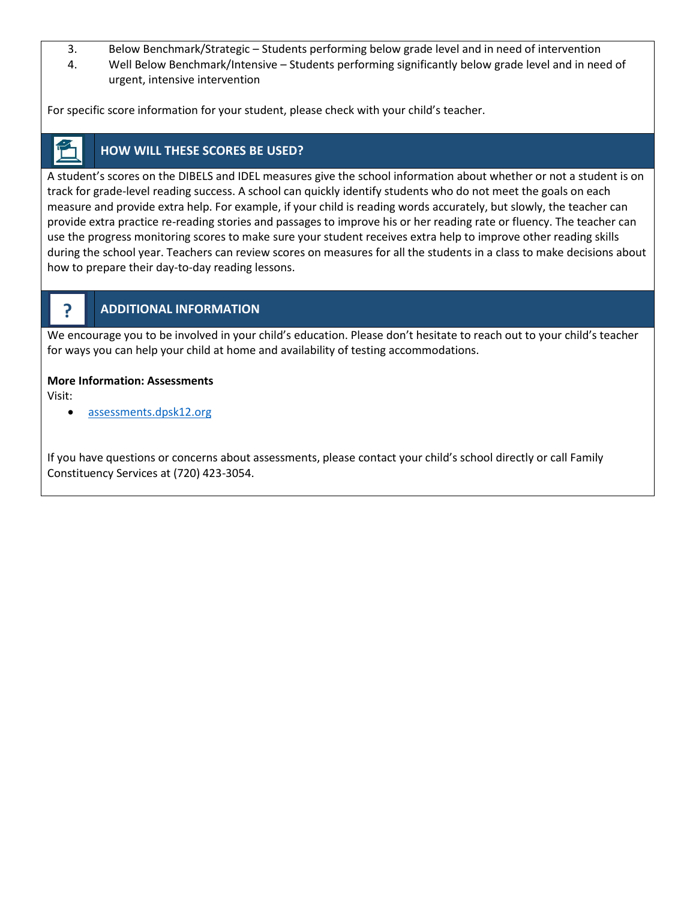3. Below Benchmark/Strategic – Students performing below grade level and in need of intervention
4. Well Below Benchmark/Intensive – Students performing significantly below grade level and in need of urgent, intensive intervention

For specific score information for your student, please check with your child's teacher.

## HOW WILL THESE SCORES BE USED?

A student's scores on the DIBELS and IDEL measures give the school information about whether or not a student is on track for grade-level reading success. A school can quickly identify students who do not meet the goals on each measure and provide extra help. For example, if your child is reading words accurately, but slowly, the teacher can provide extra practice re-reading stories and passages to improve his or her reading rate or fluency. The teacher can use the progress monitoring scores to make sure your student receives extra help to improve other reading skills during the school year. Teachers can review scores on measures for all the students in a class to make decisions about how to prepare their day-to-day reading lessons.

## ADDITIONAL INFORMATION

We encourage you to be involved in your child's education. Please don't hesitate to reach out to your child's teacher for ways you can help your child at home and availability of testing accommodations.

**More Information: Assessments**
Visit:

- assessments.dpsk12.org

If you have questions or concerns about assessments, please contact your child's school directly or call Family Constituency Services at (720) 423-3054.